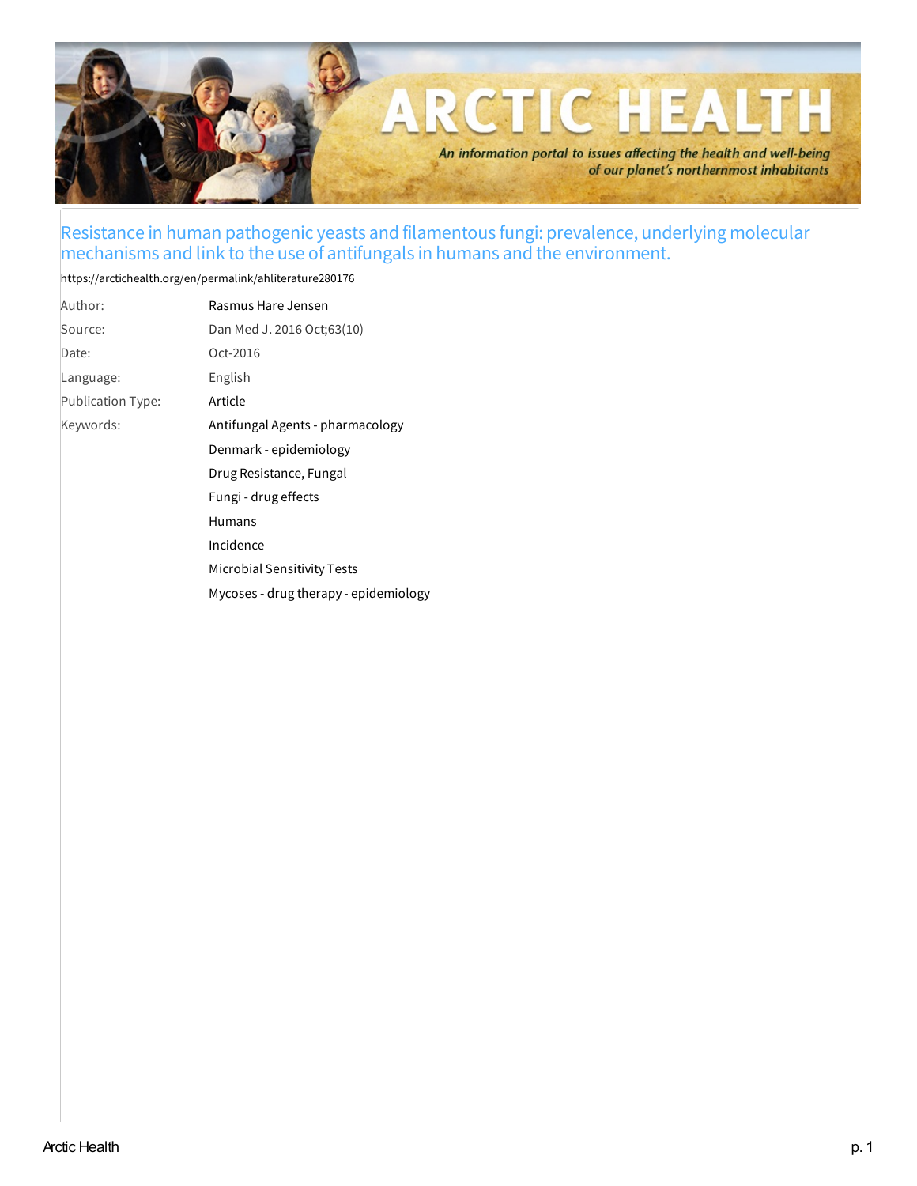# Resistance in human pathogenic yeasts and filamentous fungi: prevalence, underlying molecular mechanisms and link to the use of antifungals in humans and the environment.

https://arctichealth.org/en/permalink/ahliterature280176

| | |
|---|---|
| Author: | Rasmus Hare Jensen |
| Source: | Dan Med J. 2016 Oct;63(10) |
| Date: | Oct-2016 |
| Language: | English |
| Publication Type: | Article |
| Keywords: | Antifungal Agents - pharmacology |
| | Denmark - epidemiology |
| | Drug Resistance, Fungal |
| | Fungi - drug effects |
| | Humans |
| | Incidence |
| | Microbial Sensitivity Tests |
| | Mycoses - drug therapy - epidemiology |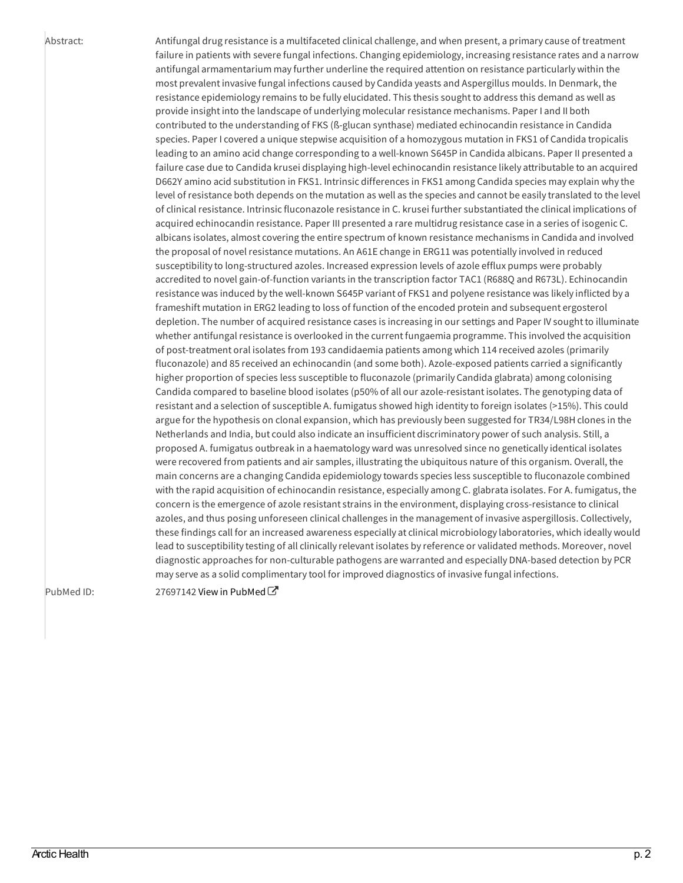Abstract: Antifungal drug resistance is a multifaceted clinical challenge, and when present, a primary cause of treatment failure in patients with severe fungal infections. Changing epidemiology, increasing resistance rates and a narrow antifungal armamentarium may further underline the required attention on resistance particularly within the most prevalent invasive fungal infections caused by Candida yeasts and Aspergillus moulds. In Denmark, the resistance epidemiology remains to be fully elucidated. This thesis sought to address this demand as well as provide insight into the landscape of underlying molecular resistance mechanisms. Paper I and II both contributed to the understanding of FKS (ß-glucan synthase) mediated echinocandin resistance in Candida species. Paper I covered a unique stepwise acquisition of a homozygous mutation in FKS1 of Candida tropicalis leading to an amino acid change corresponding to a well-known S645P in Candida albicans. Paper II presented a failure case due to Candida krusei displaying high-level echinocandin resistance likely attributable to an acquired D662Y amino acid substitution in FKS1. Intrinsic differences in FKS1 among Candida species may explain why the level of resistance both depends on the mutation as well as the species and cannot be easily translated to the level of clinical resistance. Intrinsic fluconazole resistance in C. krusei further substantiated the clinical implications of acquired echinocandin resistance. Paper III presented a rare multidrug resistance case in a series of isogenic C. albicans isolates, almost covering the entire spectrum of known resistance mechanisms in Candida and involved the proposal of novel resistance mutations. An A61E change in ERG11 was potentially involved in reduced susceptibility to long-structured azoles. Increased expression levels of azole efflux pumps were probably accredited to novel gain-of-function variants in the transcription factor TAC1 (R688Q and R673L). Echinocandin resistance was induced by the well-known S645P variant of FKS1 and polyene resistance was likely inflicted by a frameshift mutation in ERG2 leading to loss of function of the encoded protein and subsequent ergosterol depletion. The number of acquired resistance cases is increasing in our settings and Paper IV sought to illuminate whether antifungal resistance is overlooked in the current fungaemia programme. This involved the acquisition of post-treatment oral isolates from 193 candidaemia patients among which 114 received azoles (primarily fluconazole) and 85 received an echinocandin (and some both). Azole-exposed patients carried a significantly higher proportion of species less susceptible to fluconazole (primarily Candida glabrata) among colonising Candida compared to baseline blood isolates (p50% of all our azole-resistant isolates. The genotyping data of resistant and a selection of susceptible A. fumigatus showed high identity to foreign isolates (>15%). This could argue for the hypothesis on clonal expansion, which has previously been suggested for TR34/L98H clones in the Netherlands and India, but could also indicate an insufficient discriminatory power of such analysis. Still, a proposed A. fumigatus outbreak in a haematology ward was unresolved since no genetically identical isolates were recovered from patients and air samples, illustrating the ubiquitous nature of this organism. Overall, the main concerns are a changing Candida epidemiology towards species less susceptible to fluconazole combined with the rapid acquisition of echinocandin resistance, especially among C. glabrata isolates. For A. fumigatus, the concern is the emergence of azole resistant strains in the environment, displaying cross-resistance to clinical azoles, and thus posing unforeseen clinical challenges in the management of invasive aspergillosis. Collectively, these findings call for an increased awareness especially at clinical microbiology laboratories, which ideally would lead to susceptibility testing of all clinically relevant isolates by reference or validated methods. Moreover, novel diagnostic approaches for non-culturable pathogens are warranted and especially DNA-based detection by PCR may serve as a solid complimentary tool for improved diagnostics of invasive fungal infections.

PubMed ID: 27697142 View in PubMed